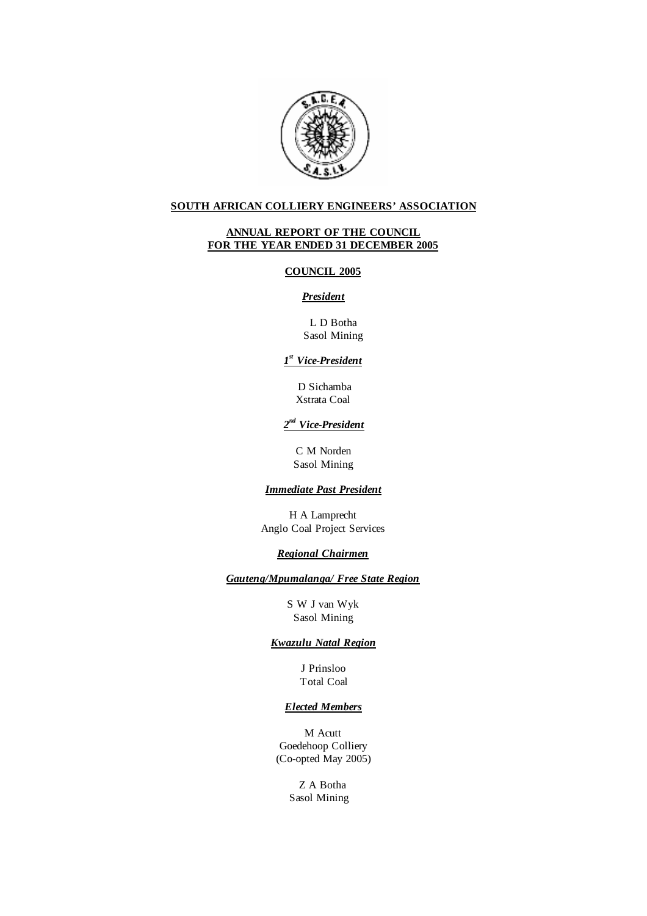**SOUTH AFRICAN COLLIERY ENGINEERS' ASSOCIATION**

**ANNUAL REPORT OF THE COUNCIL**
**FOR THE YEAR ENDED 31 DECEMBER 2005**

**COUNCIL 2005**

***President***

L D Botha
Sasol Mining

***1st Vice-President***

D Sichamba
Xstrata Coal

***2nd Vice-President***

C M Norden
Sasol Mining

***Immediate Past President***

H A Lamprecht
Anglo Coal Project Services

***Regional Chairmen***

***Gauteng/Mpumalanga/ Free State Region***

S W J van Wyk
Sasol Mining

***Kwazulu Natal Region***

J Prinsloo
Total Coal

***Elected Members***

M Acutt
Goedehoop Colliery
(Co-opted May 2005)

Z A Botha
Sasol Mining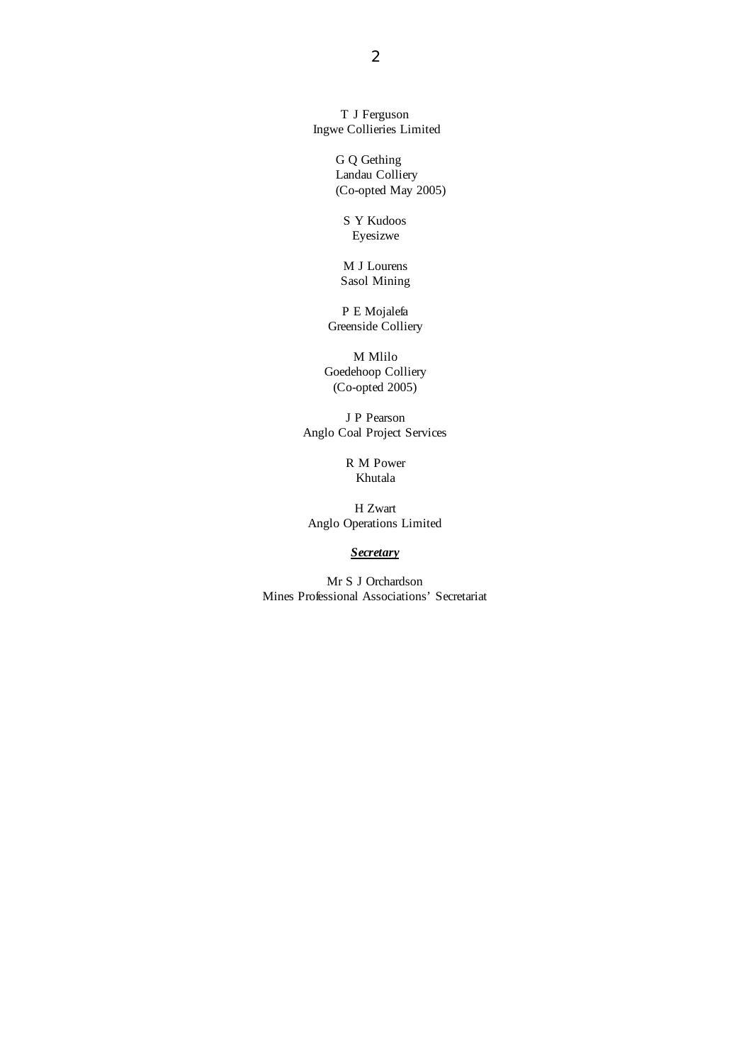T J Ferguson
Ingwe Collieries Limited

G Q Gething
Landau Colliery
(Co-opted May 2005)

S Y Kudoos
Eyesizwe

M J Lourens
Sasol Mining

P E Mojalefa
Greenside Colliery

M Mlilo
Goedehoop Colliery
(Co-opted 2005)

J P Pearson
Anglo Coal Project Services

R M Power
Khutala

H Zwart
Anglo Operations Limited

***Secretary***

Mr S J Orchardson
Mines Professional Associations' Secretariat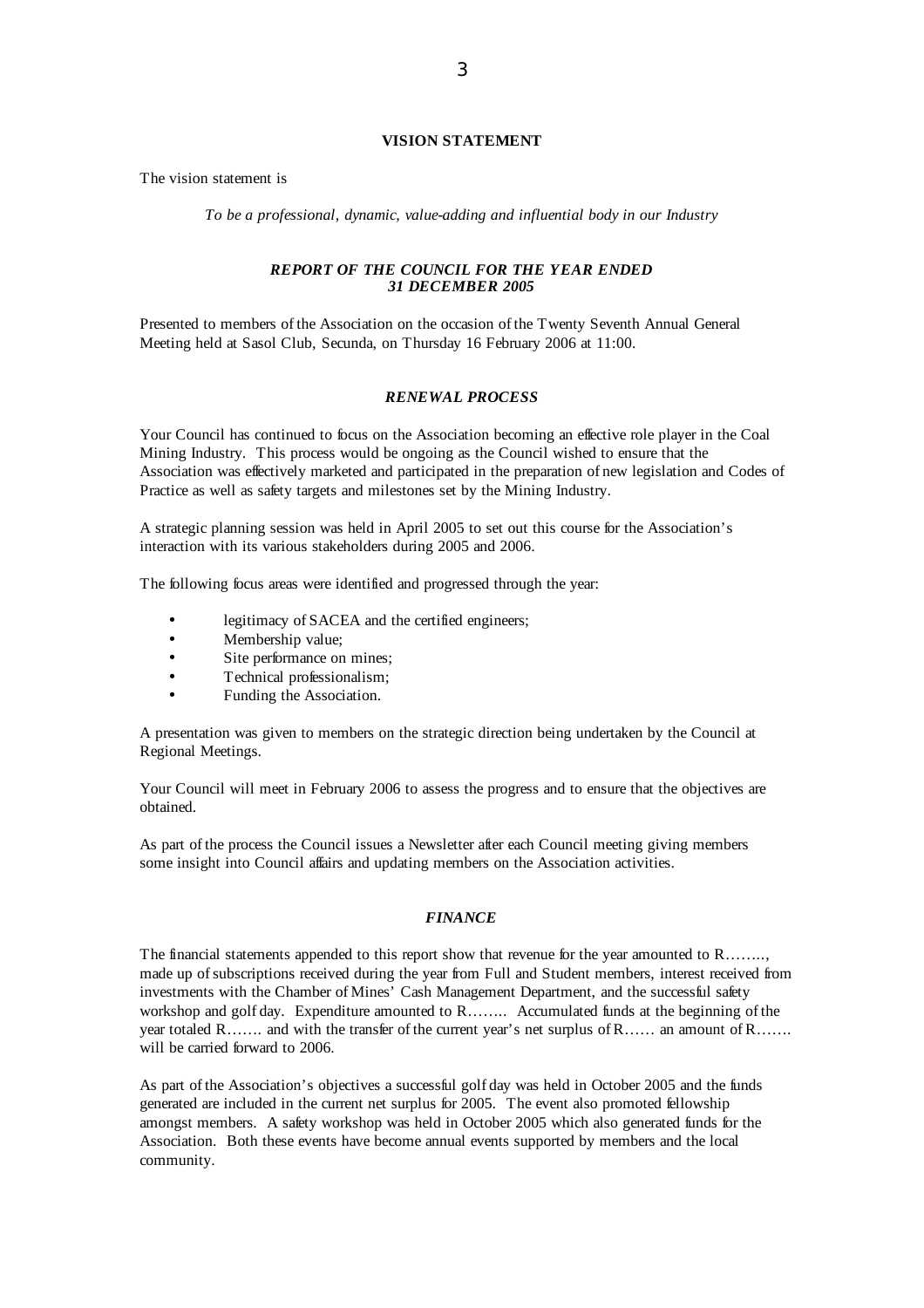**VISION STATEMENT**

The vision statement is

*To be a professional, dynamic, value-adding and influential body in our Industry*

***REPORT OF THE COUNCIL FOR THE YEAR ENDED 31 DECEMBER 2005***

Presented to members of the Association on the occasion of the Twenty Seventh Annual General Meeting held at Sasol Club, Secunda, on Thursday 16 February 2006 at 11:00.

***RENEWAL PROCESS***

Your Council has continued to focus on the Association becoming an effective role player in the Coal Mining Industry. This process would be ongoing as the Council wished to ensure that the Association was effectively marketed and participated in the preparation of new legislation and Codes of Practice as well as safety targets and milestones set by the Mining Industry.

A strategic planning session was held in April 2005 to set out this course for the Association's interaction with its various stakeholders during 2005 and 2006.

The following focus areas were identified and progressed through the year:

- legitimacy of SACEA and the certified engineers;
- Membership value;
- Site performance on mines;
- Technical professionalism;
- Funding the Association.

A presentation was given to members on the strategic direction being undertaken by the Council at Regional Meetings.

Your Council will meet in February 2006 to assess the progress and to ensure that the objectives are obtained.

As part of the process the Council issues a Newsletter after each Council meeting giving members some insight into Council affairs and updating members on the Association activities.

***FINANCE***

The financial statements appended to this report show that revenue for the year amounted to R…….., made up of subscriptions received during the year from Full and Student members, interest received from investments with the Chamber of Mines' Cash Management Department, and the successful safety workshop and golf day. Expenditure amounted to R…….. Accumulated funds at the beginning of the year totaled R……. and with the transfer of the current year's net surplus of R…… an amount of R……. will be carried forward to 2006.

As part of the Association's objectives a successful golf day was held in October 2005 and the funds generated are included in the current net surplus for 2005. The event also promoted fellowship amongst members. A safety workshop was held in October 2005 which also generated funds for the Association. Both these events have become annual events supported by members and the local community.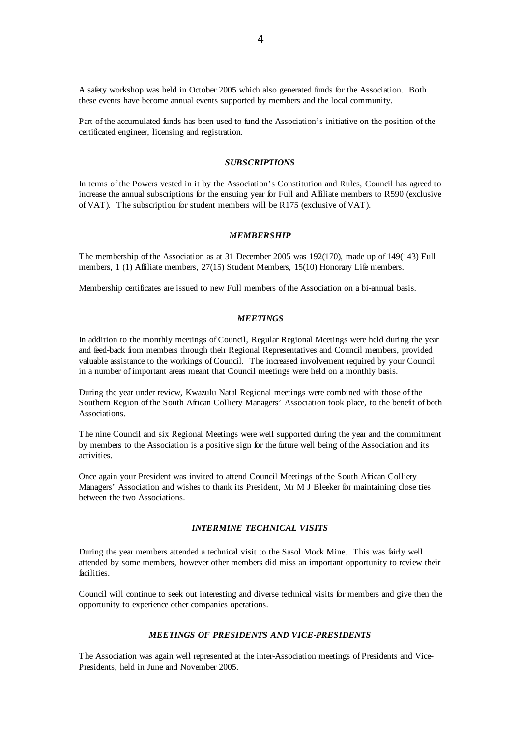A safety workshop was held in October 2005 which also generated funds for the Association. Both these events have become annual events supported by members and the local community.

Part of the accumulated funds has been used to fund the Association's initiative on the position of the certificated engineer, licensing and registration.

### *SUBSCRIPTIONS*

In terms of the Powers vested in it by the Association's Constitution and Rules, Council has agreed to increase the annual subscriptions for the ensuing year for Full and Affiliate members to R590 (exclusive of VAT). The subscription for student members will be R175 (exclusive of VAT).

### *MEMBERSHIP*

The membership of the Association as at 31 December 2005 was 192(170), made up of 149(143) Full members, 1 (1) Affiliate members, 27(15) Student Members, 15(10) Honorary Life members.

Membership certificates are issued to new Full members of the Association on a bi-annual basis.

### *MEETINGS*

In addition to the monthly meetings of Council, Regular Regional Meetings were held during the year and feed-back from members through their Regional Representatives and Council members, provided valuable assistance to the workings of Council. The increased involvement required by your Council in a number of important areas meant that Council meetings were held on a monthly basis.

During the year under review, Kwazulu Natal Regional meetings were combined with those of the Southern Region of the South African Colliery Managers' Association took place, to the benefit of both Associations.

The nine Council and six Regional Meetings were well supported during the year and the commitment by members to the Association is a positive sign for the future well being of the Association and its activities.

Once again your President was invited to attend Council Meetings of the South African Colliery Managers' Association and wishes to thank its President, Mr M J Bleeker for maintaining close ties between the two Associations.

### *INTERMINE TECHNICAL VISITS*

During the year members attended a technical visit to the Sasol Mock Mine. This was fairly well attended by some members, however other members did miss an important opportunity to review their facilities.

Council will continue to seek out interesting and diverse technical visits for members and give then the opportunity to experience other companies operations.

### *MEETINGS OF PRESIDENTS AND VICE-PRESIDENTS*

The Association was again well represented at the inter-Association meetings of Presidents and Vice-Presidents, held in June and November 2005.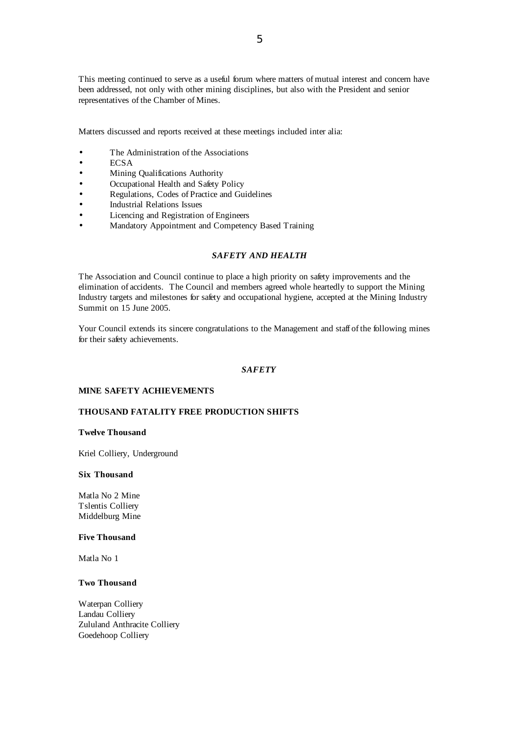This meeting continued to serve as a useful forum where matters of mutual interest and concern have been addressed, not only with other mining disciplines, but also with the President and senior representatives of the Chamber of Mines.

Matters discussed and reports received at these meetings included inter alia:

- The Administration of the Associations
- ECSA
- Mining Qualifications Authority
- Occupational Health and Safety Policy
- Regulations, Codes of Practice and Guidelines
- Industrial Relations Issues
- Licencing and Registration of Engineers
- Mandatory Appointment and Competency Based Training

### *SAFETY AND HEALTH*

The Association and Council continue to place a high priority on safety improvements and the elimination of accidents. The Council and members agreed whole heartedly to support the Mining Industry targets and milestones for safety and occupational hygiene, accepted at the Mining Industry Summit on 15 June 2005.

Your Council extends its sincere congratulations to the Management and staff of the following mines for their safety achievements.

### *SAFETY*

**MINE SAFETY ACHIEVEMENTS**

**THOUSAND FATALITY FREE PRODUCTION SHIFTS**

**Twelve Thousand**

Kriel Colliery, Underground

**Six Thousand**

Matla No 2 Mine
Tslentis Colliery
Middelburg Mine

**Five Thousand**

Matla No 1

**Two Thousand**

Waterpan Colliery
Landau Colliery
Zululand Anthracite Colliery
Goedehoop Colliery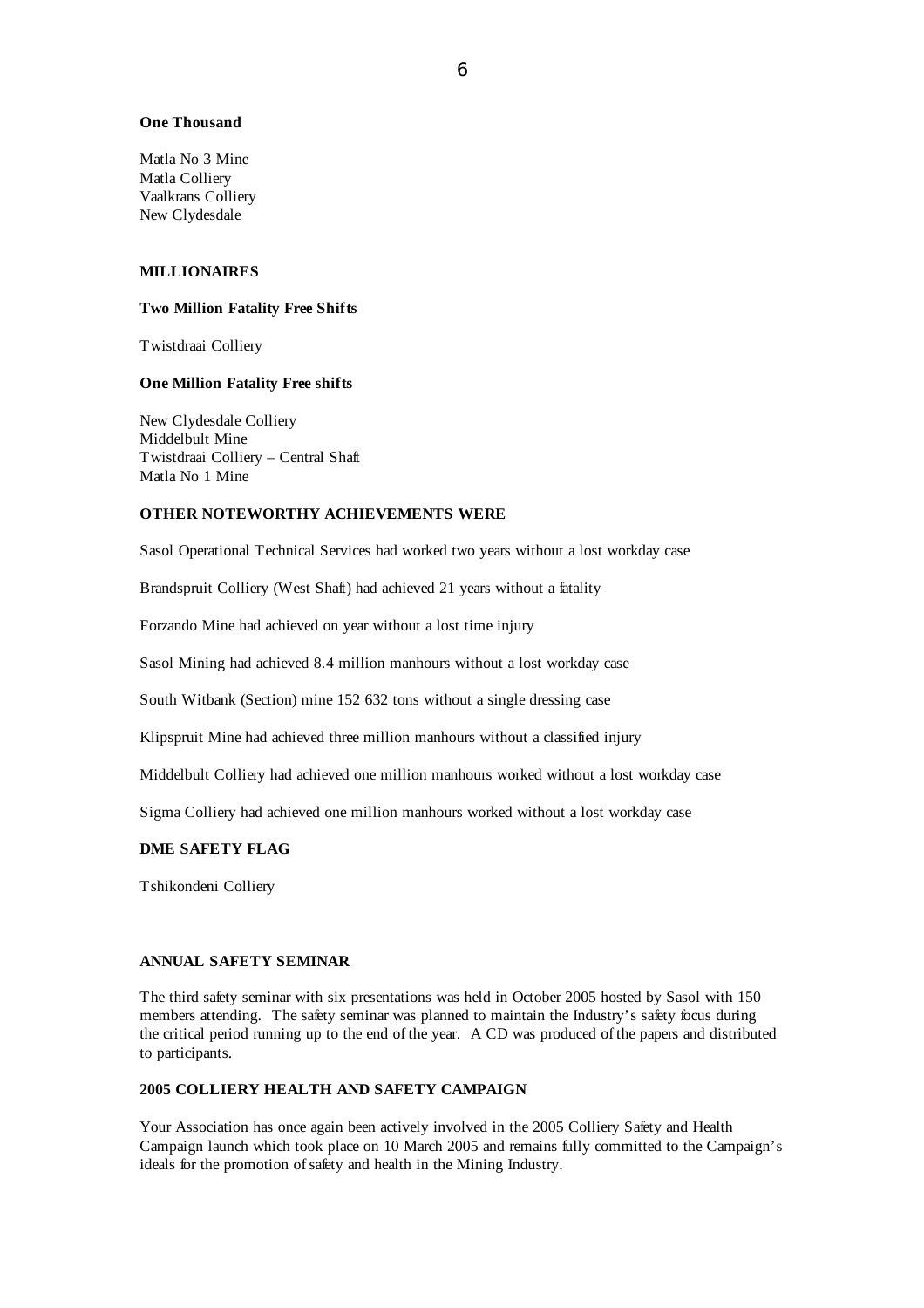**One Thousand**

Matla No 3 Mine
Matla Colliery
Vaalkrans Colliery
New Clydesdale

**MILLIONAIRES**

**Two Million Fatality Free Shifts**

Twistdraai Colliery

**One Million Fatality Free shifts**

New Clydesdale Colliery
Middelbult Mine
Twistdraai Colliery – Central Shaft
Matla No 1 Mine

**OTHER NOTEWORTHY ACHIEVEMENTS WERE**

Sasol Operational Technical Services had worked two years without a lost workday case

Brandspruit Colliery (West Shaft) had achieved 21 years without a fatality

Forzando Mine had achieved on year without a lost time injury

Sasol Mining had achieved 8.4 million manhours without a lost workday case

South Witbank (Section) mine 152 632 tons without a single dressing case

Klipspruit Mine had achieved three million manhours without a classified injury

Middelbult Colliery had achieved one million manhours worked without a lost workday case

Sigma Colliery had achieved one million manhours worked without a lost workday case

**DME SAFETY FLAG**

Tshikondeni Colliery

**ANNUAL SAFETY SEMINAR**

The third safety seminar with six presentations was held in October 2005 hosted by Sasol with 150 members attending. The safety seminar was planned to maintain the Industry's safety focus during the critical period running up to the end of the year. A CD was produced of the papers and distributed to participants.

**2005 COLLIERY HEALTH AND SAFETY CAMPAIGN**

Your Association has once again been actively involved in the 2005 Colliery Safety and Health Campaign launch which took place on 10 March 2005 and remains fully committed to the Campaign's ideals for the promotion of safety and health in the Mining Industry.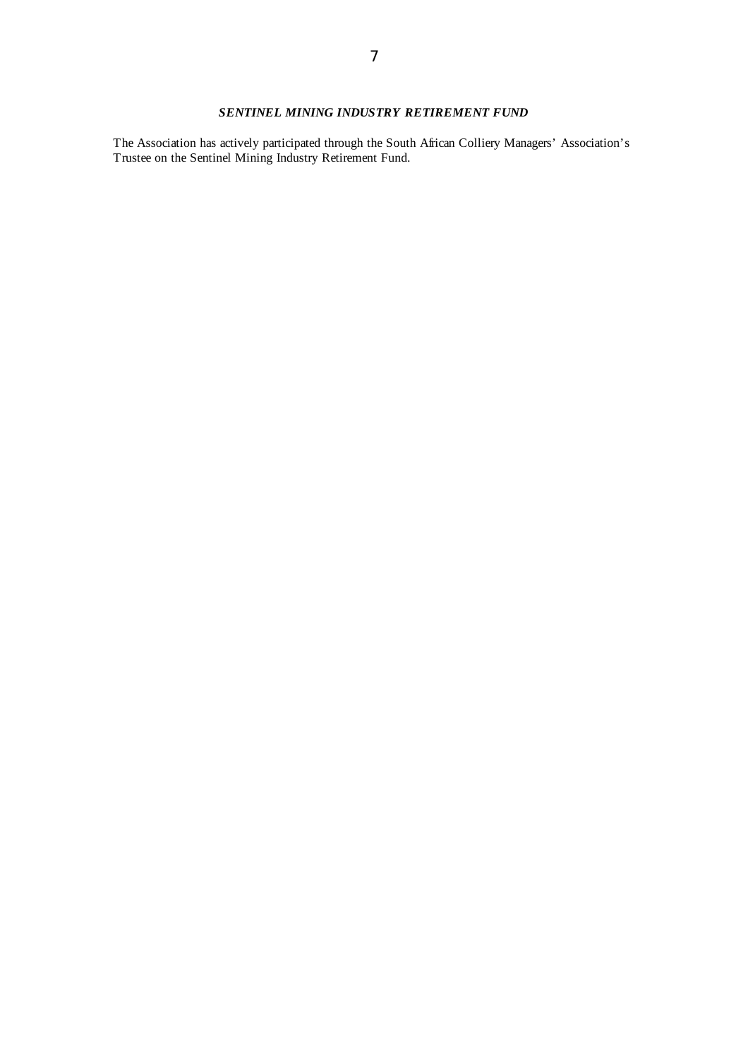## ***SENTINEL MINING INDUSTRY RETIREMENT FUND***

The Association has actively participated through the South African Colliery Managers' Association's Trustee on the Sentinel Mining Industry Retirement Fund.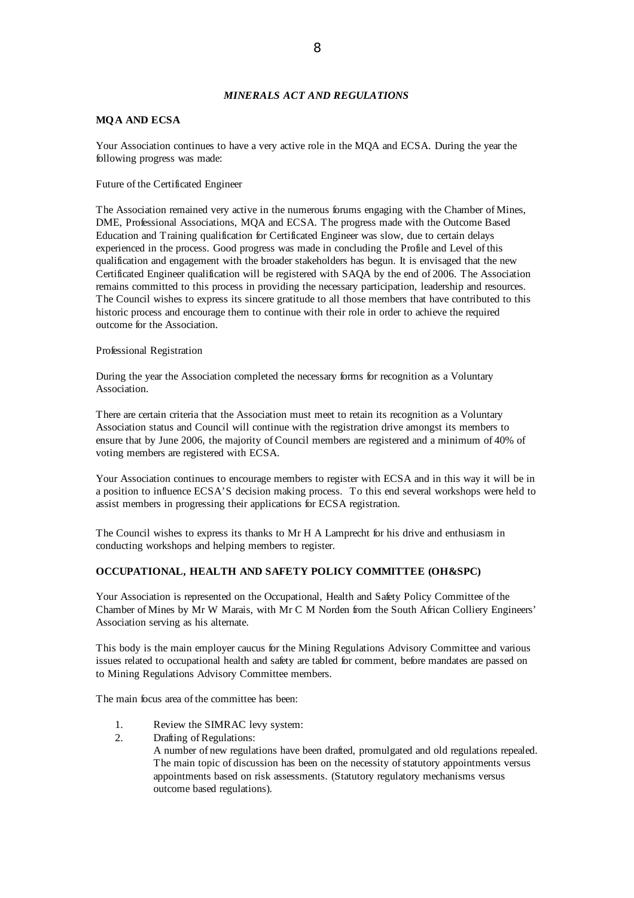## *MINERALS ACT AND REGULATIONS*

### MQA AND ECSA

Your Association continues to have a very active role in the MQA and ECSA. During the year the following progress was made:

Future of the Certificated Engineer

The Association remained very active in the numerous forums engaging with the Chamber of Mines, DME, Professional Associations, MQA and ECSA. The progress made with the Outcome Based Education and Training qualification for Certificated Engineer was slow, due to certain delays experienced in the process. Good progress was made in concluding the Profile and Level of this qualification and engagement with the broader stakeholders has begun. It is envisaged that the new Certificated Engineer qualification will be registered with SAQA by the end of 2006. The Association remains committed to this process in providing the necessary participation, leadership and resources. The Council wishes to express its sincere gratitude to all those members that have contributed to this historic process and encourage them to continue with their role in order to achieve the required outcome for the Association.

Professional Registration

During the year the Association completed the necessary forms for recognition as a Voluntary Association.

There are certain criteria that the Association must meet to retain its recognition as a Voluntary Association status and Council will continue with the registration drive amongst its members to ensure that by June 2006, the majority of Council members are registered and a minimum of 40% of voting members are registered with ECSA.

Your Association continues to encourage members to register with ECSA and in this way it will be in a position to influence ECSA'S decision making process. To this end several workshops were held to assist members in progressing their applications for ECSA registration.

The Council wishes to express its thanks to Mr H A Lamprecht for his drive and enthusiasm in conducting workshops and helping members to register.

### OCCUPATIONAL, HEALTH AND SAFETY POLICY COMMITTEE (OH&SPC)

Your Association is represented on the Occupational, Health and Safety Policy Committee of the Chamber of Mines by Mr W Marais, with Mr C M Norden from the South African Colliery Engineers' Association serving as his alternate.

This body is the main employer caucus for the Mining Regulations Advisory Committee and various issues related to occupational health and safety are tabled for comment, before mandates are passed on to Mining Regulations Advisory Committee members.

The main focus area of the committee has been:

1. Review the SIMRAC levy system:
2. Drafting of Regulations:
   A number of new regulations have been drafted, promulgated and old regulations repealed. The main topic of discussion has been on the necessity of statutory appointments versus appointments based on risk assessments. (Statutory regulatory mechanisms versus outcome based regulations).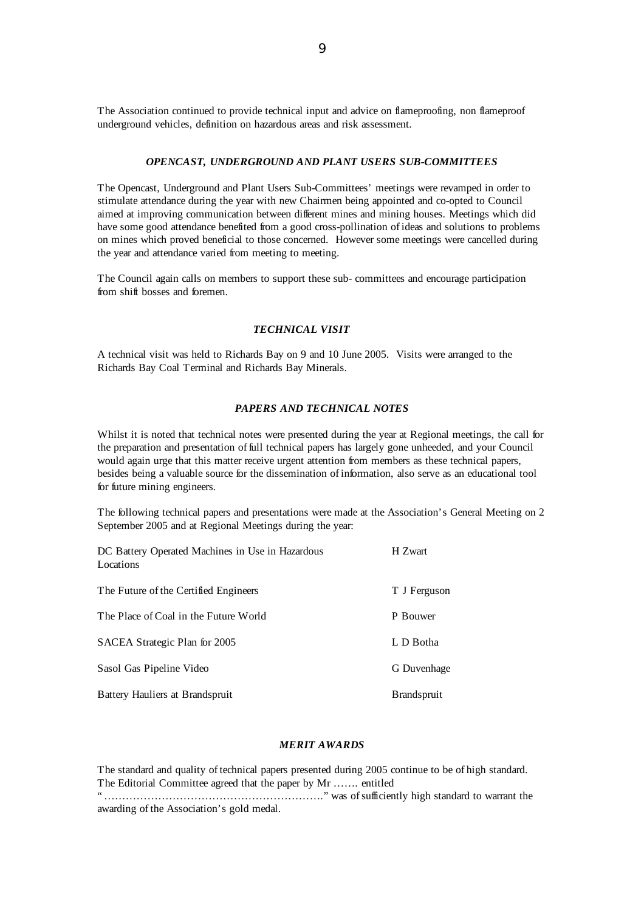The Association continued to provide technical input and advice on flameproofing, non flameproof underground vehicles, definition on hazardous areas and risk assessment.

### *OPENCAST, UNDERGROUND AND PLANT USERS SUB-COMMITTEES*

The Opencast, Underground and Plant Users Sub-Committees' meetings were revamped in order to stimulate attendance during the year with new Chairmen being appointed and co-opted to Council aimed at improving communication between different mines and mining houses. Meetings which did have some good attendance benefited from a good cross-pollination of ideas and solutions to problems on mines which proved beneficial to those concerned. However some meetings were cancelled during the year and attendance varied from meeting to meeting.

The Council again calls on members to support these sub- committees and encourage participation from shift bosses and foremen.

### *TECHNICAL VISIT*

A technical visit was held to Richards Bay on 9 and 10 June 2005. Visits were arranged to the Richards Bay Coal Terminal and Richards Bay Minerals.

### *PAPERS AND TECHNICAL NOTES*

Whilst it is noted that technical notes were presented during the year at Regional meetings, the call for the preparation and presentation of full technical papers has largely gone unheeded, and your Council would again urge that this matter receive urgent attention from members as these technical papers, besides being a valuable source for the dissemination of information, also serve as an educational tool for future mining engineers.

The following technical papers and presentations were made at the Association's General Meeting on 2 September 2005 and at Regional Meetings during the year:

| | |
|---|---|
| DC Battery Operated Machines in Use in Hazardous Locations | H Zwart |
| The Future of the Certified Engineers | T J Ferguson |
| The Place of Coal in the Future World | P Bouwer |
| SACEA Strategic Plan for 2005 | L D Botha |
| Sasol Gas Pipeline Video | G Duvenhage |
| Battery Hauliers at Brandspruit | Brandspruit |

### *MERIT AWARDS*

The standard and quality of technical papers presented during 2005 continue to be of high standard. The Editorial Committee agreed that the paper by Mr ……. entitled "……………………………………………………." was of sufficiently high standard to warrant the awarding of the Association's gold medal.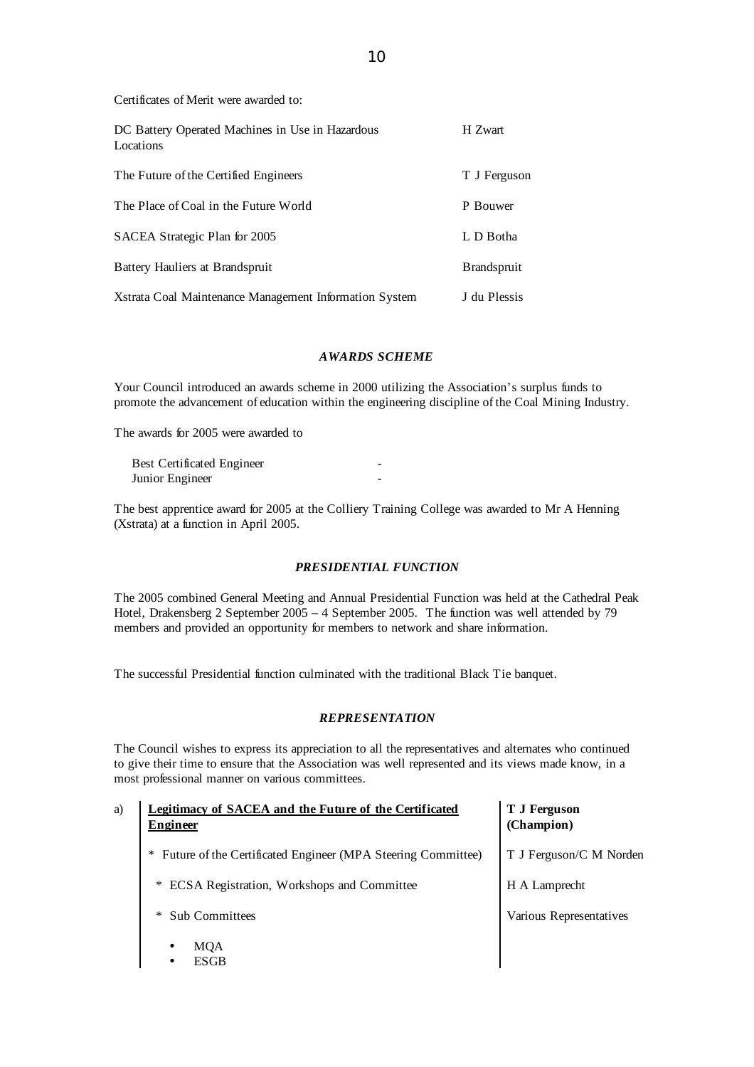Certificates of Merit were awarded to:

| | |
|---|---|
| DC Battery Operated Machines in Use in Hazardous Locations | H Zwart |
| The Future of the Certified Engineers | T J Ferguson |
| The Place of Coal in the Future World | P Bouwer |
| SACEA Strategic Plan for 2005 | L D Botha |
| Battery Hauliers at Brandspruit | Brandspruit |
| Xstrata Coal Maintenance Management Information System | J du Plessis |

### *AWARDS SCHEME*

Your Council introduced an awards scheme in 2000 utilizing the Association's surplus funds to promote the advancement of education within the engineering discipline of the Coal Mining Industry.

The awards for 2005 were awarded to

| | |
|---|---|
| Best Certificated Engineer | - |
| Junior Engineer | - |

The best apprentice award for 2005 at the Colliery Training College was awarded to Mr A Henning (Xstrata) at a function in April 2005.

### *PRESIDENTIAL FUNCTION*

The 2005 combined General Meeting and Annual Presidential Function was held at the Cathedral Peak Hotel, Drakensberg 2 September 2005 – 4 September 2005. The function was well attended by 79 members and provided an opportunity for members to network and share information.

The successful Presidential function culminated with the traditional Black Tie banquet.

### *REPRESENTATION*

The Council wishes to express its appreciation to all the representatives and alternates who continued to give their time to ensure that the Association was well represented and its views made know, in a most professional manner on various committees.

| | | |
|---|---|---|
| a) | **Legitimacy of SACEA and the Future of the Certificated Engineer** | **T J Ferguson (Champion)** |
| | * Future of the Certificated Engineer (MPA Steering Committee) | T J Ferguson/C M Norden |
| | * ECSA Registration, Workshops and Committee | H A Lamprecht |
| | * Sub Committees<br>• MQA<br>• ESGB | Various Representatives |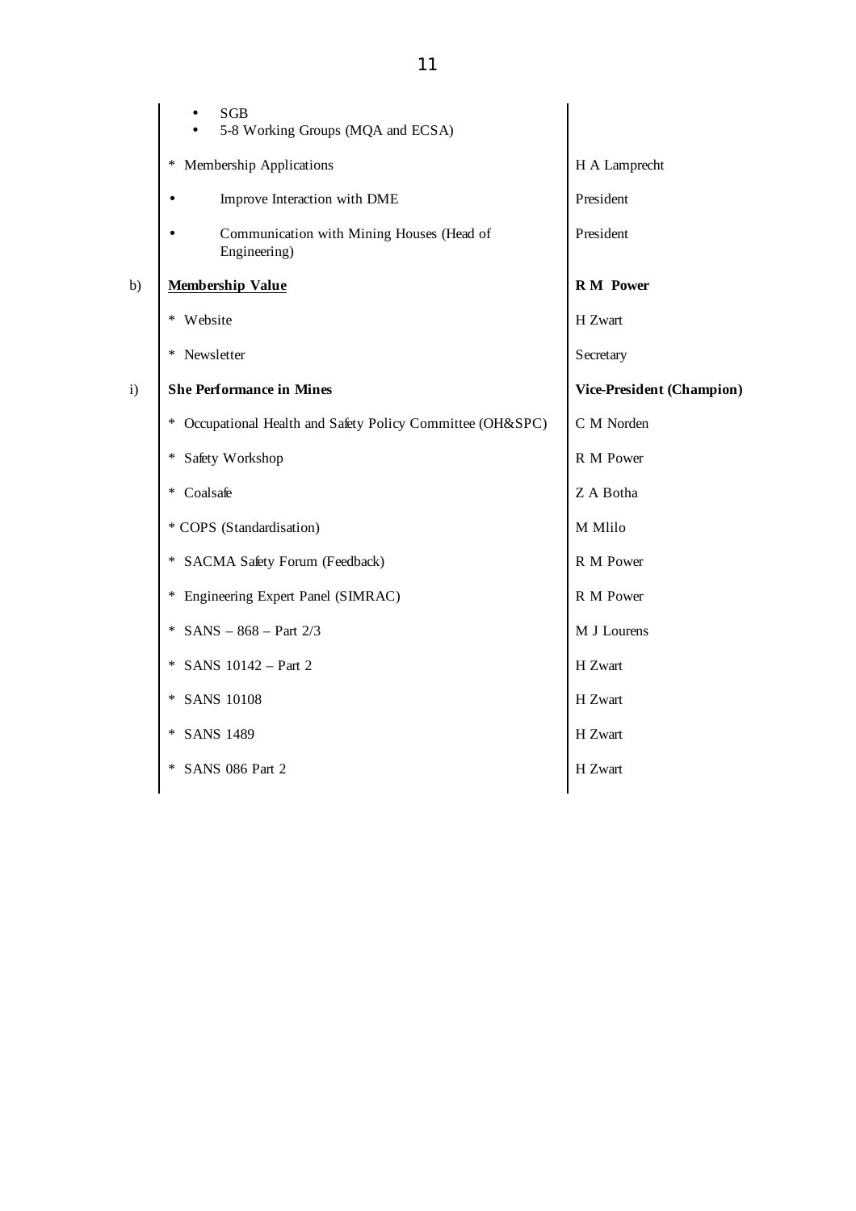|    |    |    |
|---|---|---|
|    | • SGB<br>• 5-8 Working Groups (MQA and ECSA) |    |
|    | * Membership Applications | H A Lamprecht |
|    | • Improve Interaction with DME | President |
|    | • Communication with Mining Houses (Head of Engineering) | President |
| b) | **Membership Value** | **R M Power** |
|    | * Website | H Zwart |
|    | * Newsletter | Secretary |
| i) | **She Performance in Mines** | **Vice-President (Champion)** |
|    | * Occupational Health and Safety Policy Committee (OH&SPC) | C M Norden |
|    | * Safety Workshop | R M Power |
|    | * Coalsafe | Z A Botha |
|    | * COPS (Standardisation) | M Mlilo |
|    | * SACMA Safety Forum (Feedback) | R M Power |
|    | * Engineering Expert Panel (SIMRAC) | R M Power |
|    | * SANS – 868 – Part 2/3 | M J Lourens |
|    | * SANS 10142 – Part 2 | H Zwart |
|    | * SANS 10108 | H Zwart |
|    | * SANS 1489 | H Zwart |
|    | * SANS 086 Part 2 | H Zwart |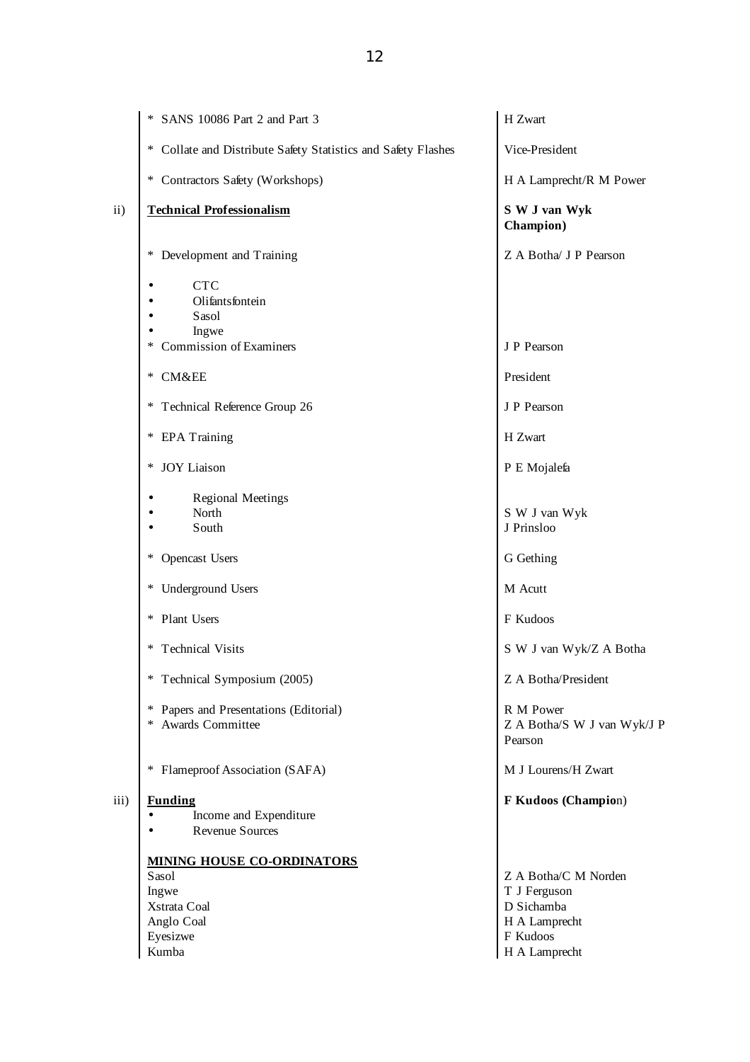| | Item | Responsible |
|---|---|---|
| | * SANS 10086 Part 2 and Part 3 | H Zwart |
| | * Collate and Distribute Safety Statistics and Safety Flashes | Vice-President |
| | * Contractors Safety (Workshops) | H A Lamprecht/R M Power |
| ii) | **Technical Professionalism** | **S W J van Wyk Champion)** |
| | * Development and Training | Z A Botha/ J P Pearson |
| | • CTC<br>• Olifantsfontein<br>• Sasol<br>• Ingwe | |
| | * Commission of Examiners | J P Pearson |
| | * CM&EE | President |
| | * Technical Reference Group 26 | J P Pearson |
| | * EPA Training | H Zwart |
| | * JOY Liaison | P E Mojalefa |
| | • Regional Meetings | |
| | • North | S W J van Wyk |
| | • South | J Prinsloo |
| | * Opencast Users | G Gething |
| | * Underground Users | M Acutt |
| | * Plant Users | F Kudoos |
| | * Technical Visits | S W J van Wyk/Z A Botha |
| | * Technical Symposium (2005) | Z A Botha/President |
| | * Papers and Presentations (Editorial) | R M Power |
| | * Awards Committee | Z A Botha/S W J van Wyk/J P Pearson |
| | * Flameproof Association (SAFA) | M J Lourens/H Zwart |
| iii) | **Funding**<br>• Income and Expenditure<br>• Revenue Sources | **F Kudoos (Champion)** |
| | **MINING HOUSE CO-ORDINATORS** | |
| | Sasol | Z A Botha/C M Norden |
| | Ingwe | T J Ferguson |
| | Xstrata Coal | D Sichamba |
| | Anglo Coal | H A Lamprecht |
| | Eyesizwe | F Kudoos |
| | Kumba | H A Lamprecht |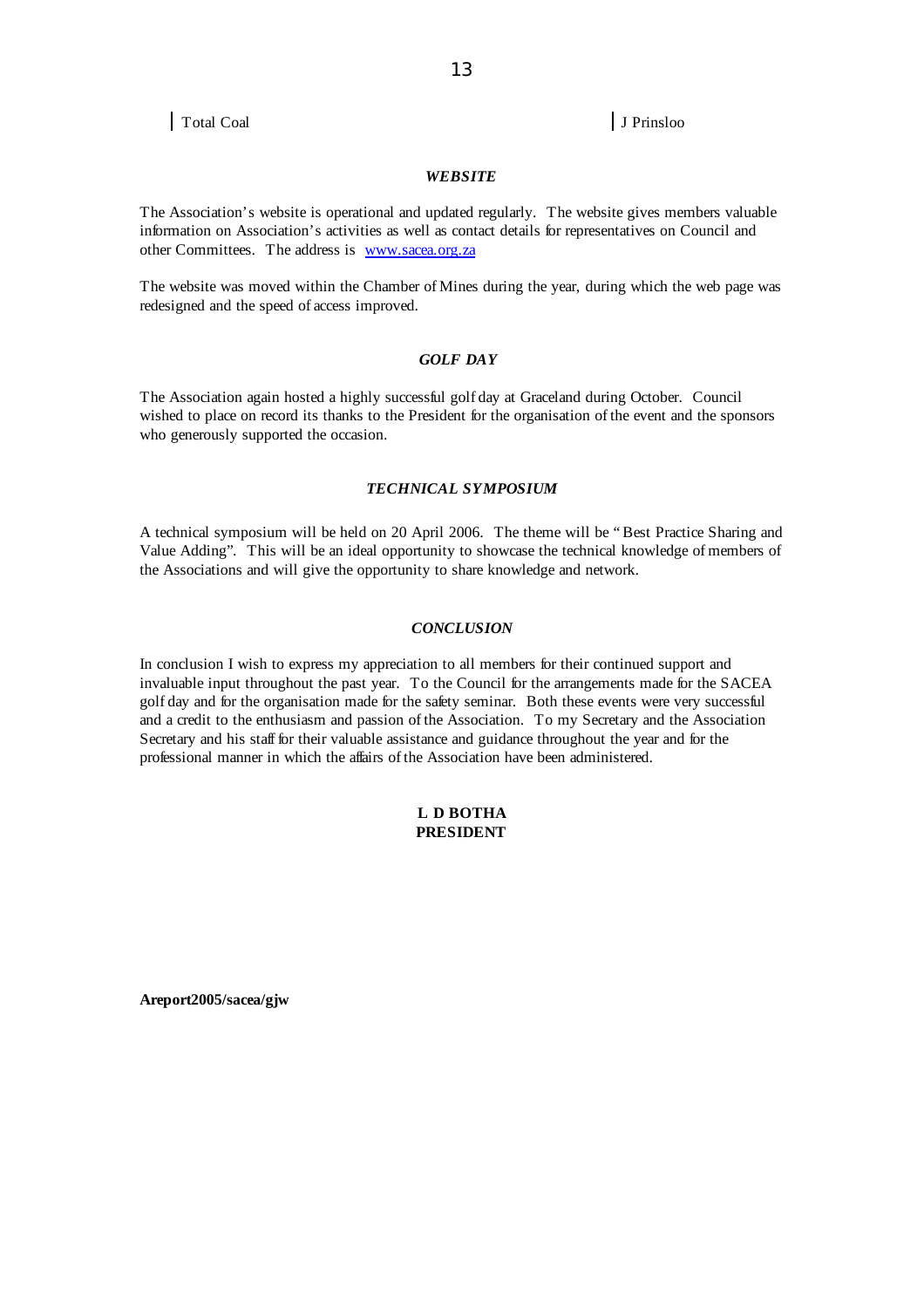| | |
|---|---|
| Total Coal | J Prinsloo |

## *WEBSITE*

The Association's website is operational and updated regularly. The website gives members valuable information on Association's activities as well as contact details for representatives on Council and other Committees. The address is [www.sacea.org.za](http://www.sacea.org.za)

The website was moved within the Chamber of Mines during the year, during which the web page was redesigned and the speed of access improved.

## *GOLF DAY*

The Association again hosted a highly successful golf day at Graceland during October. Council wished to place on record its thanks to the President for the organisation of the event and the sponsors who generously supported the occasion.

## *TECHNICAL SYMPOSIUM*

A technical symposium will be held on 20 April 2006. The theme will be "Best Practice Sharing and Value Adding". This will be an ideal opportunity to showcase the technical knowledge of members of the Associations and will give the opportunity to share knowledge and network.

## *CONCLUSION*

In conclusion I wish to express my appreciation to all members for their continued support and invaluable input throughout the past year. To the Council for the arrangements made for the SACEA golf day and for the organisation made for the safety seminar. Both these events were very successful and a credit to the enthusiasm and passion of the Association. To my Secretary and the Association Secretary and his staff for their valuable assistance and guidance throughout the year and for the professional manner in which the affairs of the Association have been administered.

**L D BOTHA**
**PRESIDENT**

**Areport2005/sacea/gjw**